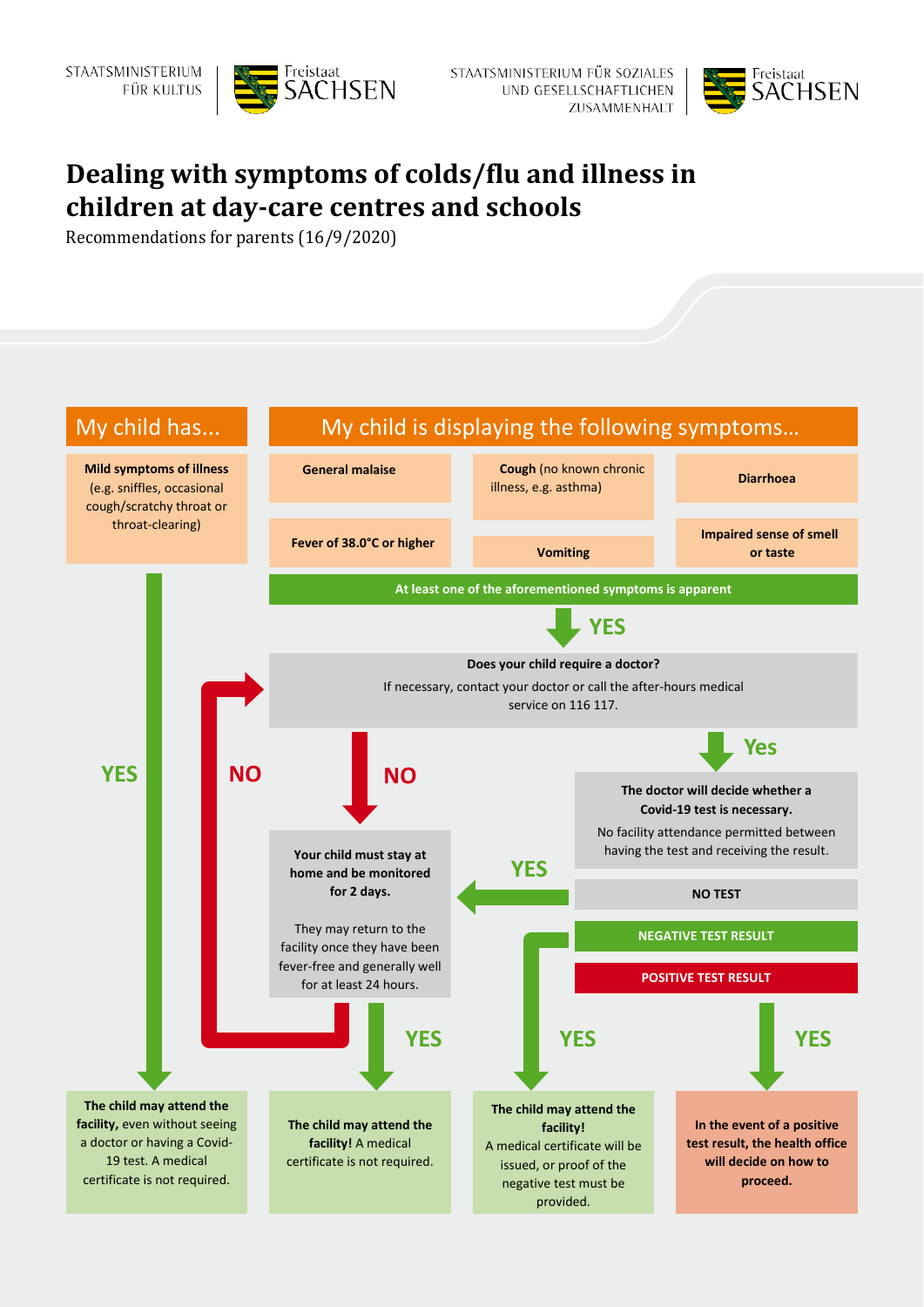STAATSMINISTERIUM FÜR KULTUS — Freistaat SACHSEN

STAATSMINISTERIUM FÜR SOZIALES UND GESELLSCHAFTLICHEN ZUSAMMENHALT — Freistaat SACHSEN

# Dealing with symptoms of colds/flu and illness in children at day-care centres and schools

Recommendations for parents (16/9/2020)

## My child has...

**Mild symptoms of illness** (e.g. sniffles, occasional cough/scratchy throat or throat-clearing)

**YES** → **The child may attend the facility,** even without seeing a doctor or having a Covid-19 test. A medical certificate is not required.

## My child is displaying the following symptoms...

- **General malaise**
- **Cough** (no known chronic illness, e.g. asthma)
- **Diarrhoea**
- **Fever of 38.0°C or higher**
- **Vomiting**
- **Impaired sense of smell or taste**

**At least one of the aforementioned symptoms is apparent**

**YES** ↓

**Does your child require a doctor?**

If necessary, contact your doctor or call the after-hours medical service on 116 117.

**NO** ↓

**Your child must stay at home and be monitored for 2 days.**

They may return to the facility once they have been fever-free and generally well for at least 24 hours.

- **YES** → **The child may attend the facility!** A medical certificate is not required.
- **NO** → back to "Does your child require a doctor?"

**Yes** ↓

**The doctor will decide whether a Covid-19 test is necessary.**

No facility attendance permitted between having the test and receiving the result.

- **NO TEST** → **YES** → Your child must stay at home and be monitored for 2 days.
- **NEGATIVE TEST RESULT** → **YES** → **The child may attend the facility!** A medical certificate will be issued, or proof of the negative test must be provided.
- **POSITIVE TEST RESULT** → **YES** → **In the event of a positive test result, the health office will decide on how to proceed.**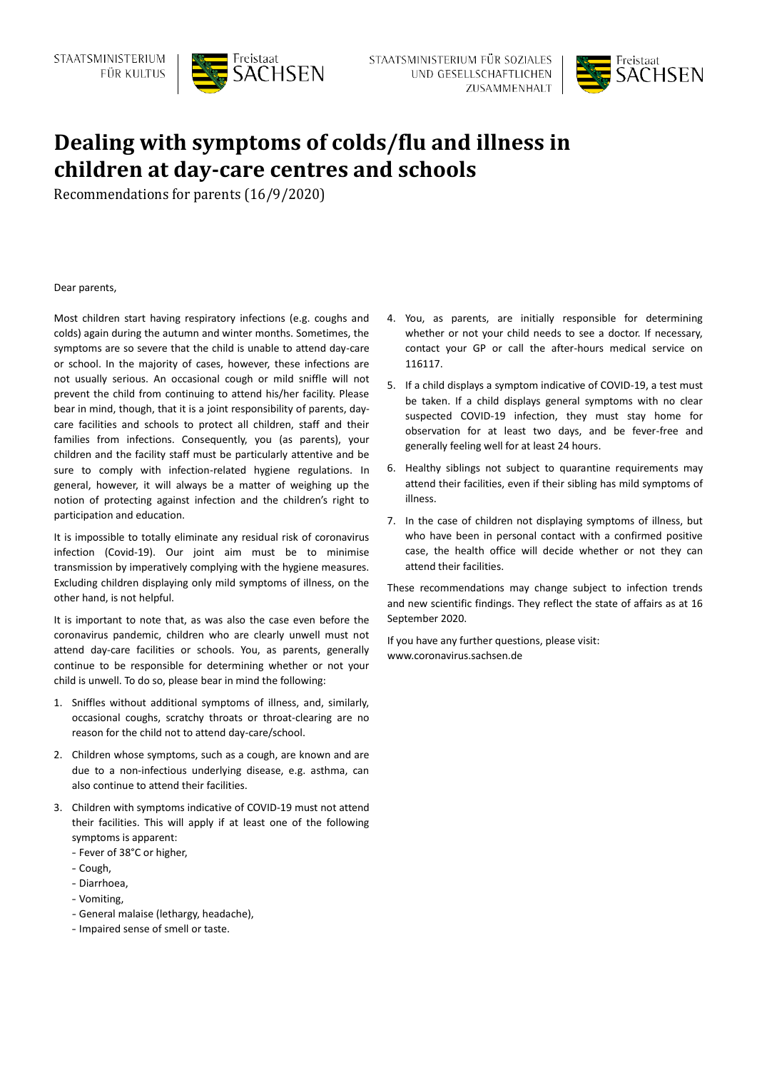STAATSMINISTERIUM FÜR KULTUS | Freistaat SACHSEN

STAATSMINISTERIUM FÜR SOZIALES UND GESELLSCHAFTLICHEN ZUSAMMENHALT | Freistaat SACHSEN

# Dealing with symptoms of colds/flu and illness in children at day-care centres and schools

Recommendations for parents (16/9/2020)

Dear parents,

Most children start having respiratory infections (e.g. coughs and colds) again during the autumn and winter months. Sometimes, the symptoms are so severe that the child is unable to attend day-care or school. In the majority of cases, however, these infections are not usually serious. An occasional cough or mild sniffle will not prevent the child from continuing to attend his/her facility. Please bear in mind, though, that it is a joint responsibility of parents, day-care facilities and schools to protect all children, staff and their families from infections. Consequently, you (as parents), your children and the facility staff must be particularly attentive and be sure to comply with infection-related hygiene regulations. In general, however, it will always be a matter of weighing up the notion of protecting against infection and the children's right to participation and education.

It is impossible to totally eliminate any residual risk of coronavirus infection (Covid-19). Our joint aim must be to minimise transmission by imperatively complying with the hygiene measures. Excluding children displaying only mild symptoms of illness, on the other hand, is not helpful.

It is important to note that, as was also the case even before the coronavirus pandemic, children who are clearly unwell must not attend day-care facilities or schools. You, as parents, generally continue to be responsible for determining whether or not your child is unwell. To do so, please bear in mind the following:

1. Sniffles without additional symptoms of illness, and, similarly, occasional coughs, scratchy throats or throat-clearing are no reason for the child not to attend day-care/school.
2. Children whose symptoms, such as a cough, are known and are due to a non-infectious underlying disease, e.g. asthma, can also continue to attend their facilities.
3. Children with symptoms indicative of COVID-19 must not attend their facilities. This will apply if at least one of the following symptoms is apparent:
   - Fever of 38°C or higher,
   - Cough,
   - Diarrhoea,
   - Vomiting,
   - General malaise (lethargy, headache),
   - Impaired sense of smell or taste.
4. You, as parents, are initially responsible for determining whether or not your child needs to see a doctor. If necessary, contact your GP or call the after-hours medical service on 116117.
5. If a child displays a symptom indicative of COVID-19, a test must be taken. If a child displays general symptoms with no clear suspected COVID-19 infection, they must stay home for observation for at least two days, and be fever-free and generally feeling well for at least 24 hours.
6. Healthy siblings not subject to quarantine requirements may attend their facilities, even if their sibling has mild symptoms of illness.
7. In the case of children not displaying symptoms of illness, but who have been in personal contact with a confirmed positive case, the health office will decide whether or not they can attend their facilities.

These recommendations may change subject to infection trends and new scientific findings. They reflect the state of affairs as at 16 September 2020.

If you have any further questions, please visit:
www.coronavirus.sachsen.de